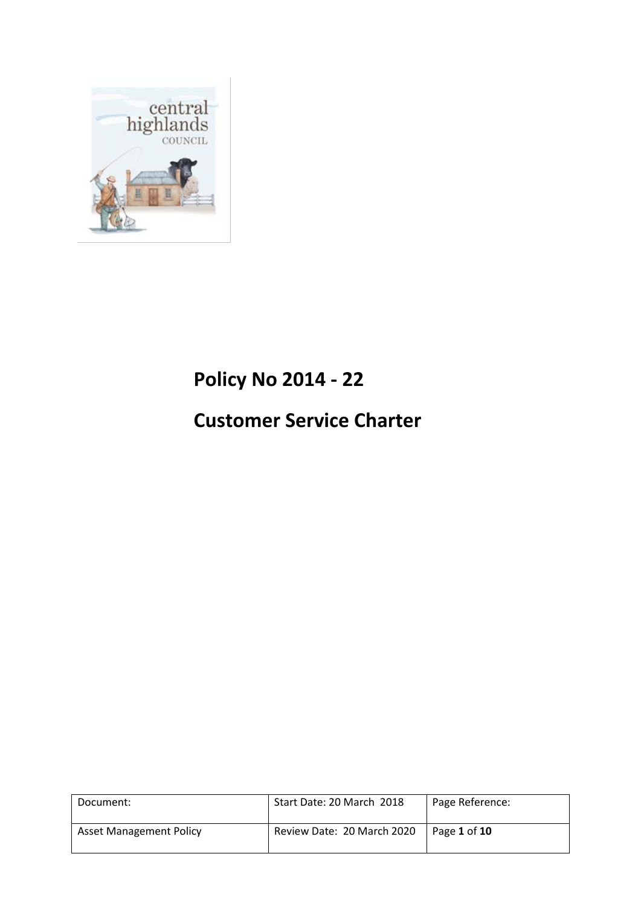# Policy No 2014 - 22

# Customer Service Charter

| Document: | Start Date: 20 March 2018 | Page Reference: |
| --- | --- | --- |
| Asset Management Policy | Review Date: 20 March 2020 | Page **1** of **10** |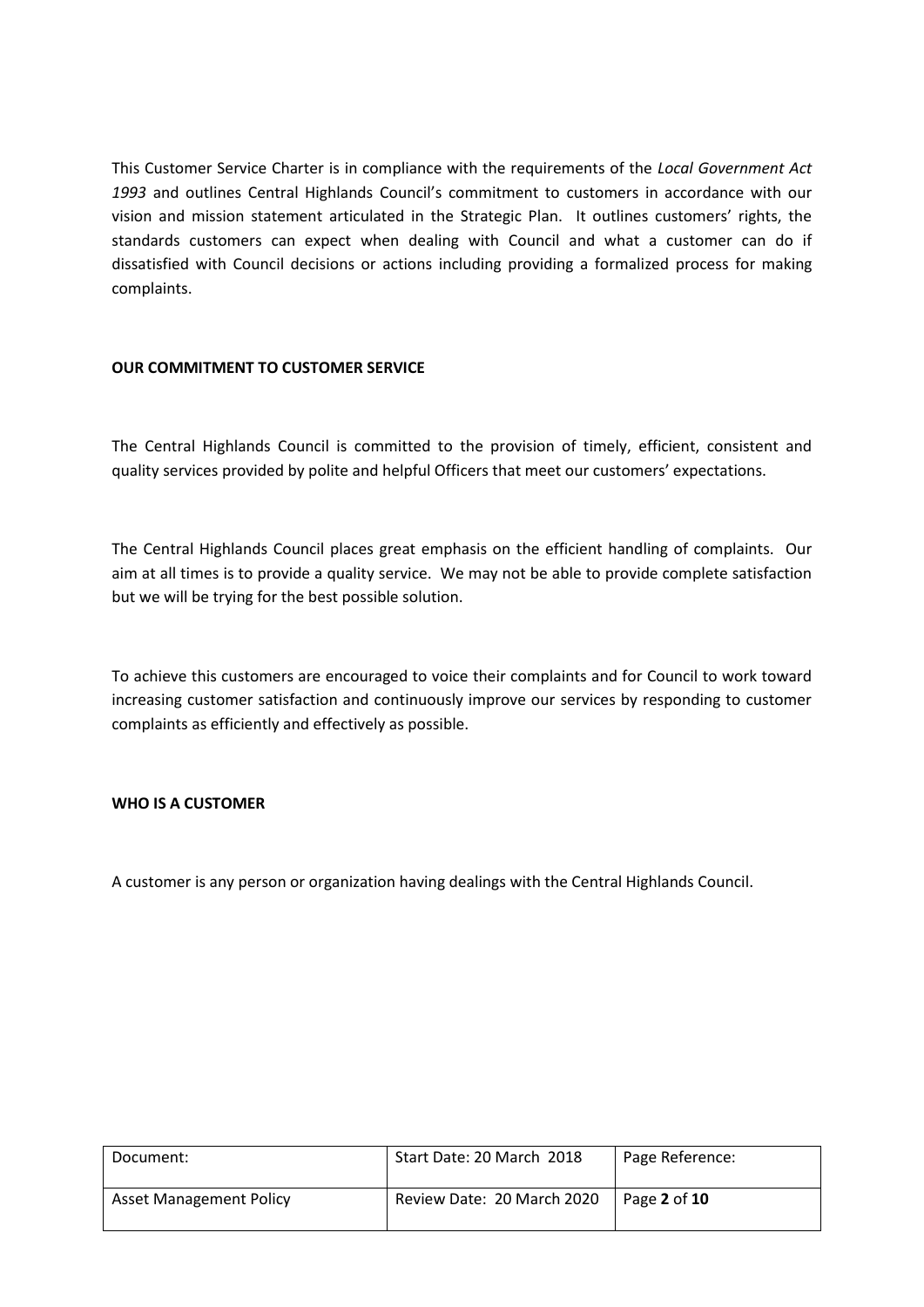This Customer Service Charter is in compliance with the requirements of the *Local Government Act 1993* and outlines Central Highlands Council's commitment to customers in accordance with our vision and mission statement articulated in the Strategic Plan. It outlines customers' rights, the standards customers can expect when dealing with Council and what a customer can do if dissatisfied with Council decisions or actions including providing a formalized process for making complaints.

**OUR COMMITMENT TO CUSTOMER SERVICE**

The Central Highlands Council is committed to the provision of timely, efficient, consistent and quality services provided by polite and helpful Officers that meet our customers' expectations.

The Central Highlands Council places great emphasis on the efficient handling of complaints. Our aim at all times is to provide a quality service. We may not be able to provide complete satisfaction but we will be trying for the best possible solution.

To achieve this customers are encouraged to voice their complaints and for Council to work toward increasing customer satisfaction and continuously improve our services by responding to customer complaints as efficiently and effectively as possible.

**WHO IS A CUSTOMER**

A customer is any person or organization having dealings with the Central Highlands Council.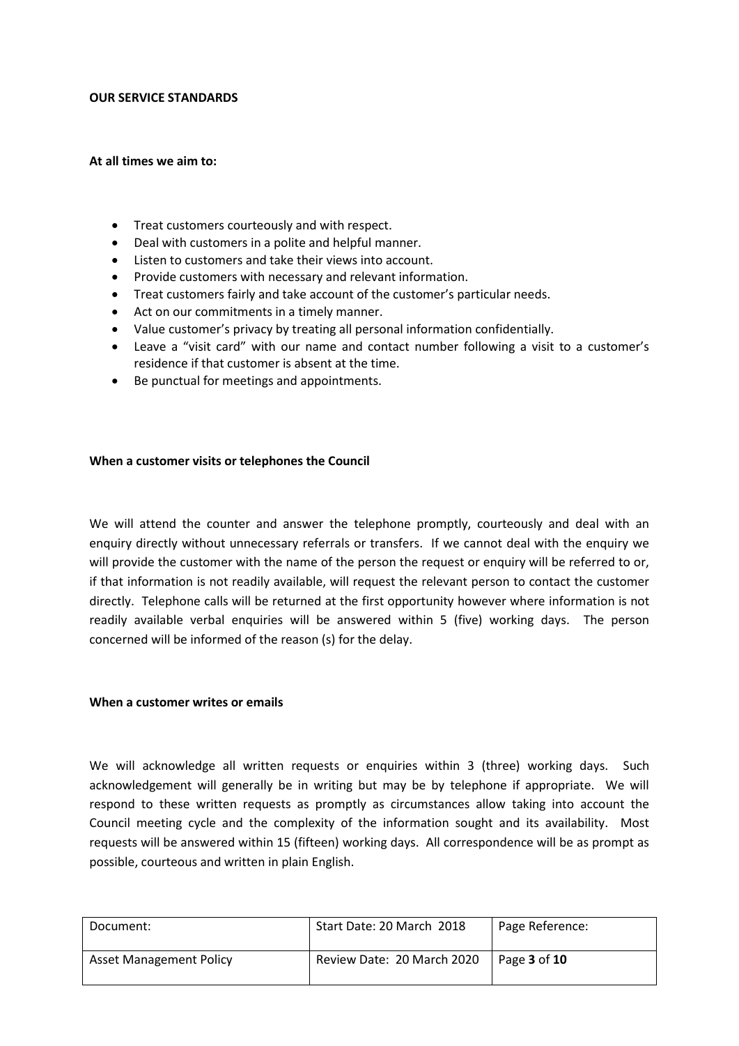**OUR SERVICE STANDARDS**

**At all times we aim to:**

- Treat customers courteously and with respect.
- Deal with customers in a polite and helpful manner.
- Listen to customers and take their views into account.
- Provide customers with necessary and relevant information.
- Treat customers fairly and take account of the customer's particular needs.
- Act on our commitments in a timely manner.
- Value customer's privacy by treating all personal information confidentially.
- Leave a "visit card" with our name and contact number following a visit to a customer's residence if that customer is absent at the time.
- Be punctual for meetings and appointments.

**When a customer visits or telephones the Council**

We will attend the counter and answer the telephone promptly, courteously and deal with an enquiry directly without unnecessary referrals or transfers. If we cannot deal with the enquiry we will provide the customer with the name of the person the request or enquiry will be referred to or, if that information is not readily available, will request the relevant person to contact the customer directly. Telephone calls will be returned at the first opportunity however where information is not readily available verbal enquiries will be answered within 5 (five) working days. The person concerned will be informed of the reason (s) for the delay.

**When a customer writes or emails**

We will acknowledge all written requests or enquiries within 3 (three) working days. Such acknowledgement will generally be in writing but may be by telephone if appropriate. We will respond to these written requests as promptly as circumstances allow taking into account the Council meeting cycle and the complexity of the information sought and its availability. Most requests will be answered within 15 (fifteen) working days. All correspondence will be as prompt as possible, courteous and written in plain English.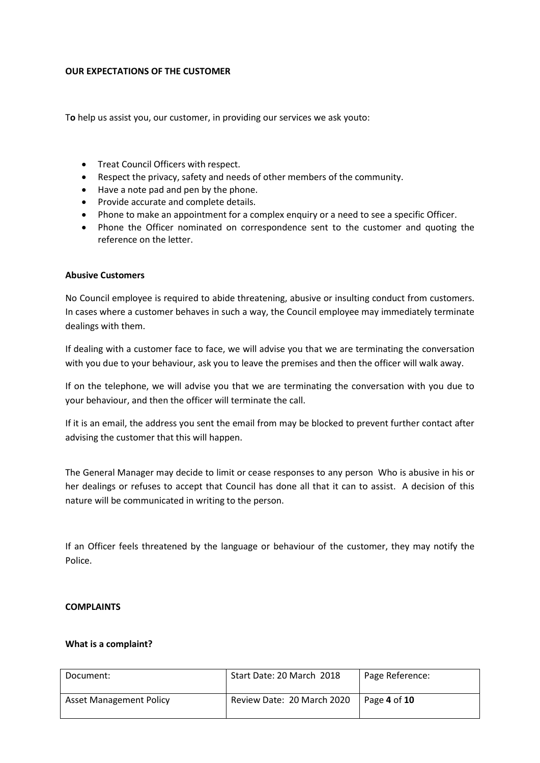**OUR EXPECTATIONS OF THE CUSTOMER**

T**o** help us assist you, our customer, in providing our services we ask youto:

- Treat Council Officers with respect.
- Respect the privacy, safety and needs of other members of the community.
- Have a note pad and pen by the phone.
- Provide accurate and complete details.
- Phone to make an appointment for a complex enquiry or a need to see a specific Officer.
- Phone the Officer nominated on correspondence sent to the customer and quoting the reference on the letter.

**Abusive Customers**

No Council employee is required to abide threatening, abusive or insulting conduct from customers. In cases where a customer behaves in such a way, the Council employee may immediately terminate dealings with them.

If dealing with a customer face to face, we will advise you that we are terminating the conversation with you due to your behaviour, ask you to leave the premises and then the officer will walk away.

If on the telephone, we will advise you that we are terminating the conversation with you due to your behaviour, and then the officer will terminate the call.

If it is an email, the address you sent the email from may be blocked to prevent further contact after advising the customer that this will happen.

The General Manager may decide to limit or cease responses to any person Who is abusive in his or her dealings or refuses to accept that Council has done all that it can to assist. A decision of this nature will be communicated in writing to the person.

If an Officer feels threatened by the language or behaviour of the customer, they may notify the Police.

**COMPLAINTS**

**What is a complaint?**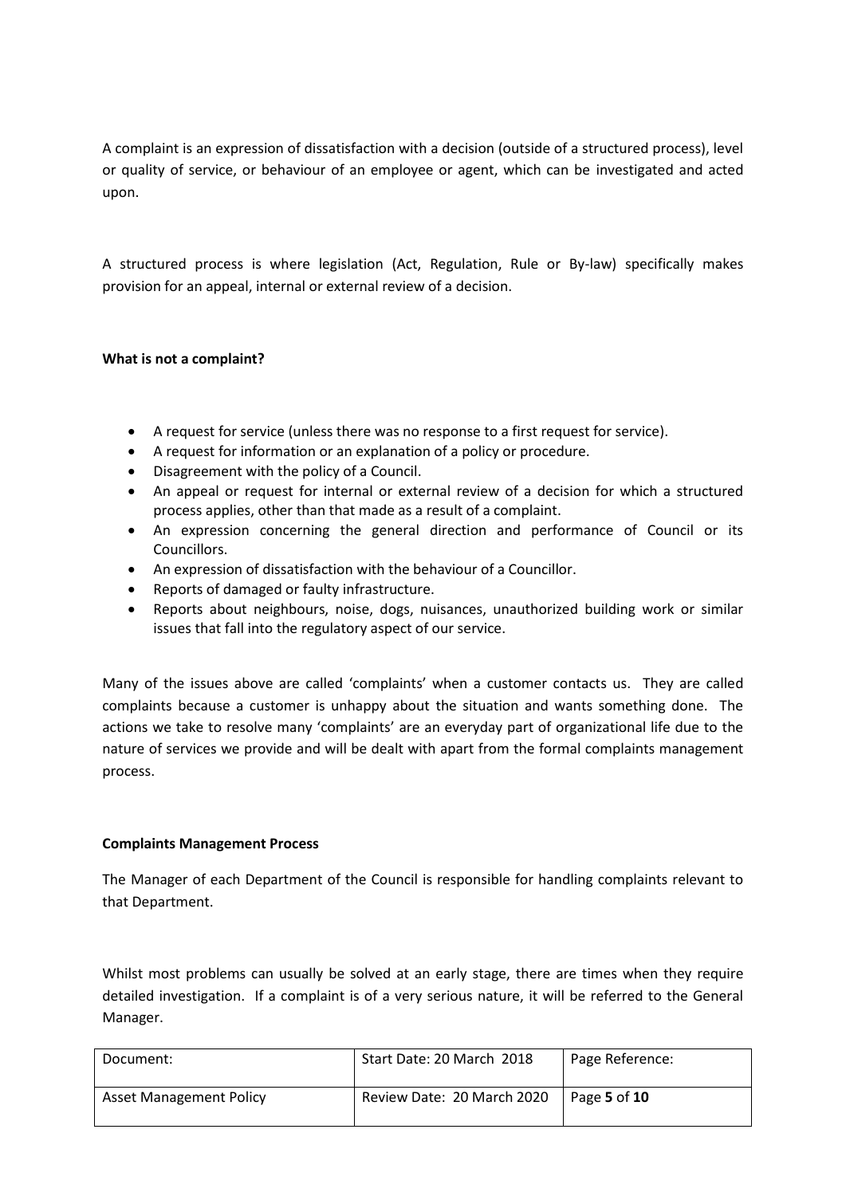A complaint is an expression of dissatisfaction with a decision (outside of a structured process), level or quality of service, or behaviour of an employee or agent, which can be investigated and acted upon.

A structured process is where legislation (Act, Regulation, Rule or By-law) specifically makes provision for an appeal, internal or external review of a decision.

**What is not a complaint?**

- A request for service (unless there was no response to a first request for service).
- A request for information or an explanation of a policy or procedure.
- Disagreement with the policy of a Council.
- An appeal or request for internal or external review of a decision for which a structured process applies, other than that made as a result of a complaint.
- An expression concerning the general direction and performance of Council or its Councillors.
- An expression of dissatisfaction with the behaviour of a Councillor.
- Reports of damaged or faulty infrastructure.
- Reports about neighbours, noise, dogs, nuisances, unauthorized building work or similar issues that fall into the regulatory aspect of our service.

Many of the issues above are called 'complaints' when a customer contacts us. They are called complaints because a customer is unhappy about the situation and wants something done. The actions we take to resolve many 'complaints' are an everyday part of organizational life due to the nature of services we provide and will be dealt with apart from the formal complaints management process.

**Complaints Management Process**

The Manager of each Department of the Council is responsible for handling complaints relevant to that Department.

Whilst most problems can usually be solved at an early stage, there are times when they require detailed investigation. If a complaint is of a very serious nature, it will be referred to the General Manager.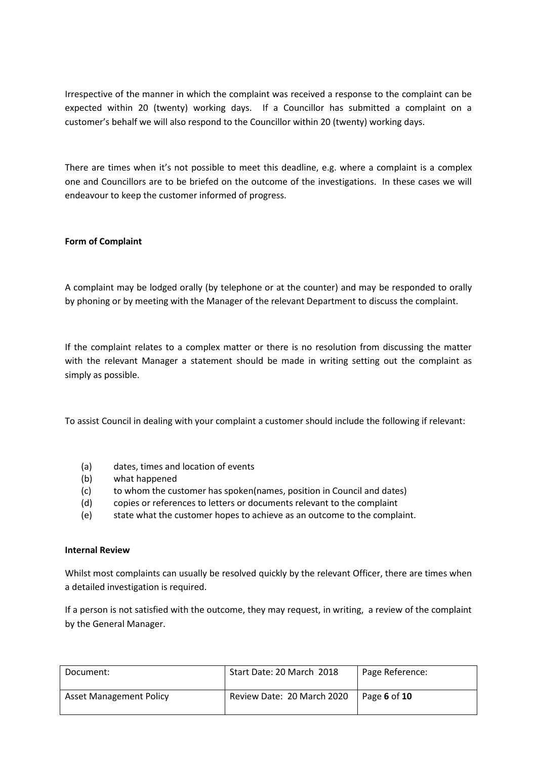Irrespective of the manner in which the complaint was received a response to the complaint can be expected within 20 (twenty) working days. If a Councillor has submitted a complaint on a customer's behalf we will also respond to the Councillor within 20 (twenty) working days.

There are times when it's not possible to meet this deadline, e.g. where a complaint is a complex one and Councillors are to be briefed on the outcome of the investigations. In these cases we will endeavour to keep the customer informed of progress.

**Form of Complaint**

A complaint may be lodged orally (by telephone or at the counter) and may be responded to orally by phoning or by meeting with the Manager of the relevant Department to discuss the complaint.

If the complaint relates to a complex matter or there is no resolution from discussing the matter with the relevant Manager a statement should be made in writing setting out the complaint as simply as possible.

To assist Council in dealing with your complaint a customer should include the following if relevant:

(a) dates, times and location of events
(b) what happened
(c) to whom the customer has spoken(names, position in Council and dates)
(d) copies or references to letters or documents relevant to the complaint
(e) state what the customer hopes to achieve as an outcome to the complaint.

**Internal Review**

Whilst most complaints can usually be resolved quickly by the relevant Officer, there are times when a detailed investigation is required.

If a person is not satisfied with the outcome, they may request, in writing, a review of the complaint by the General Manager.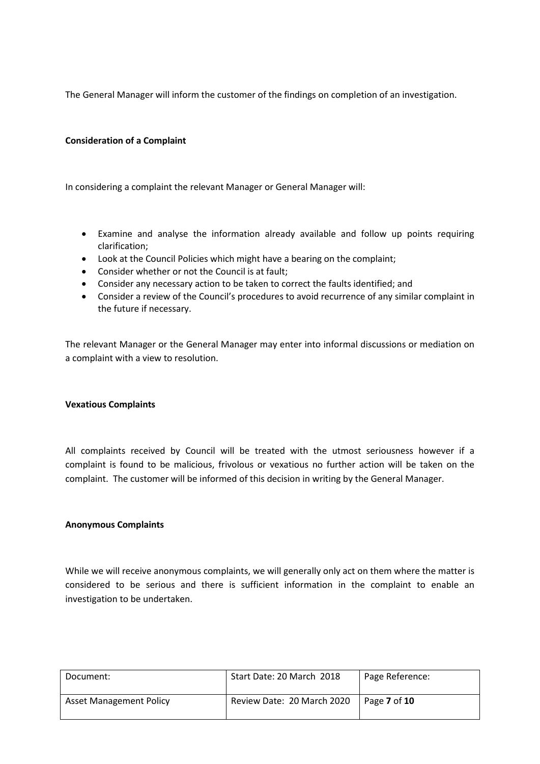The General Manager will inform the customer of the findings on completion of an investigation.

**Consideration of a Complaint**

In considering a complaint the relevant Manager or General Manager will:

- Examine and analyse the information already available and follow up points requiring clarification;
- Look at the Council Policies which might have a bearing on the complaint;
- Consider whether or not the Council is at fault;
- Consider any necessary action to be taken to correct the faults identified; and
- Consider a review of the Council's procedures to avoid recurrence of any similar complaint in the future if necessary.

The relevant Manager or the General Manager may enter into informal discussions or mediation on a complaint with a view to resolution.

**Vexatious Complaints**

All complaints received by Council will be treated with the utmost seriousness however if a complaint is found to be malicious, frivolous or vexatious no further action will be taken on the complaint. The customer will be informed of this decision in writing by the General Manager.

**Anonymous Complaints**

While we will receive anonymous complaints, we will generally only act on them where the matter is considered to be serious and there is sufficient information in the complaint to enable an investigation to be undertaken.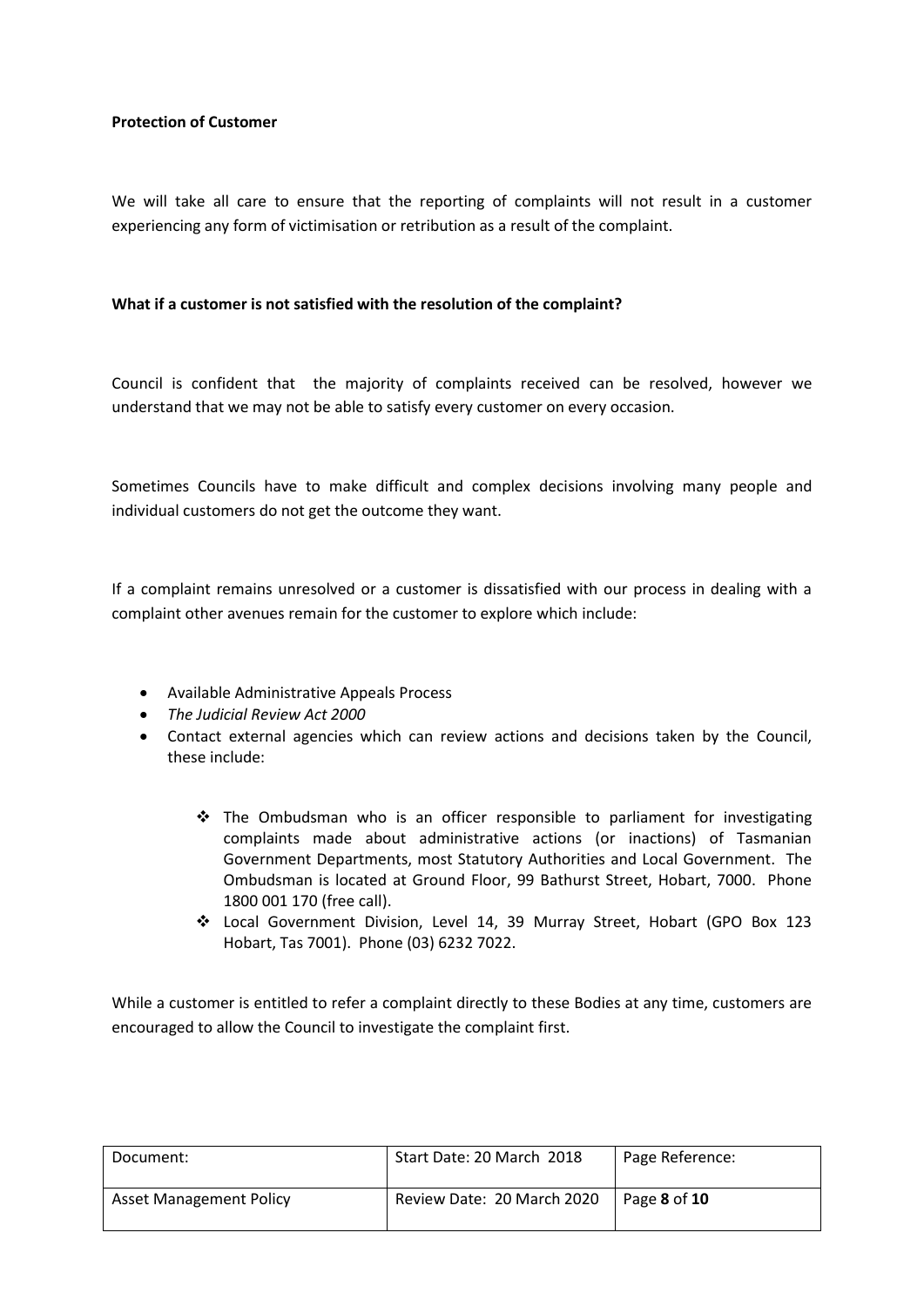**Protection of Customer**

We will take all care to ensure that the reporting of complaints will not result in a customer experiencing any form of victimisation or retribution as a result of the complaint.

**What if a customer is not satisfied with the resolution of the complaint?**

Council is confident that the majority of complaints received can be resolved, however we understand that we may not be able to satisfy every customer on every occasion.

Sometimes Councils have to make difficult and complex decisions involving many people and individual customers do not get the outcome they want.

If a complaint remains unresolved or a customer is dissatisfied with our process in dealing with a complaint other avenues remain for the customer to explore which include:

- Available Administrative Appeals Process
- *The Judicial Review Act 2000*
- Contact external agencies which can review actions and decisions taken by the Council, these include:
    - The Ombudsman who is an officer responsible to parliament for investigating complaints made about administrative actions (or inactions) of Tasmanian Government Departments, most Statutory Authorities and Local Government. The Ombudsman is located at Ground Floor, 99 Bathurst Street, Hobart, 7000. Phone 1800 001 170 (free call).
    - Local Government Division, Level 14, 39 Murray Street, Hobart (GPO Box 123 Hobart, Tas 7001). Phone (03) 6232 7022.

While a customer is entitled to refer a complaint directly to these Bodies at any time, customers are encouraged to allow the Council to investigate the complaint first.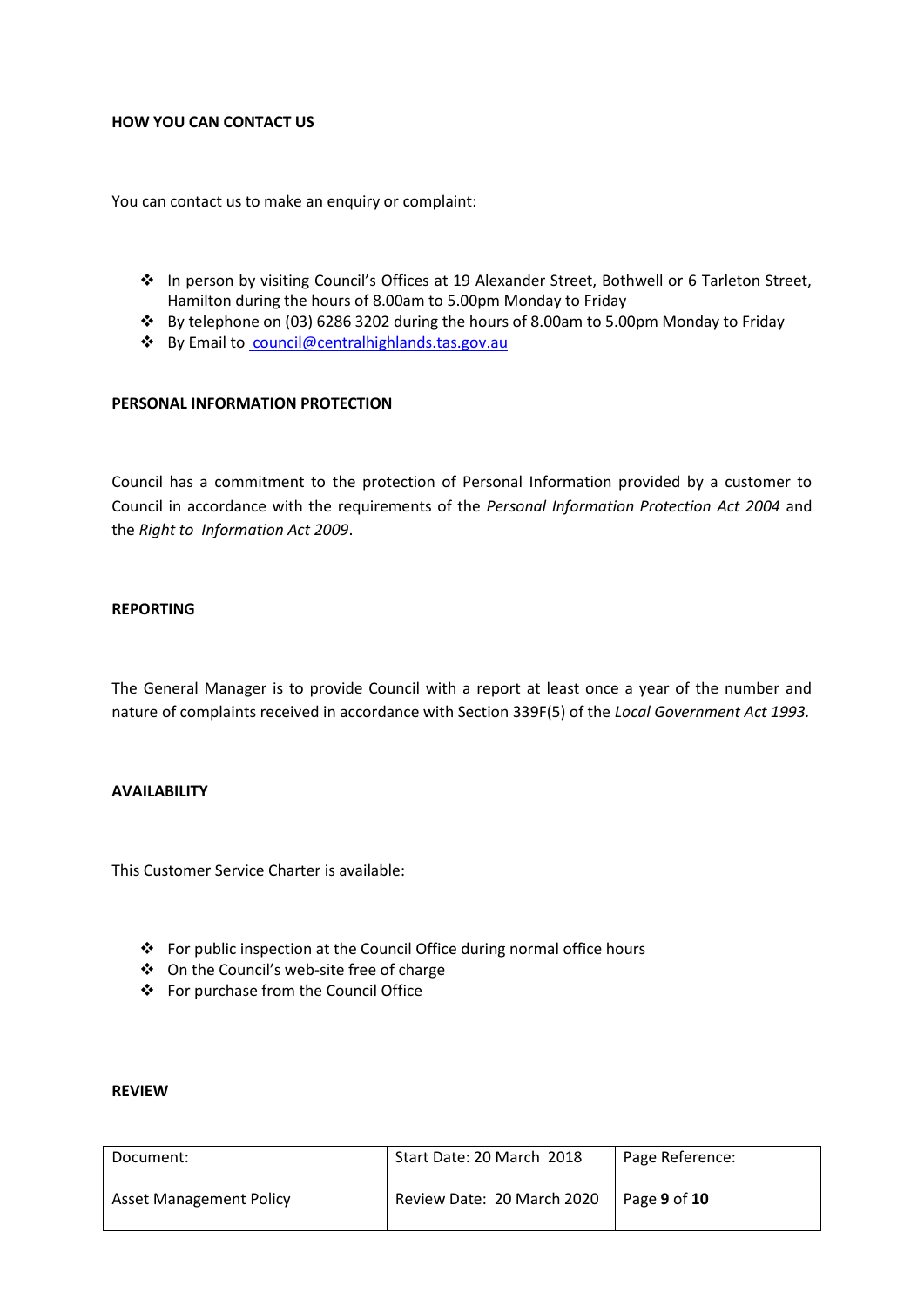**HOW YOU CAN CONTACT US**

You can contact us to make an enquiry or complaint:

- In person by visiting Council's Offices at 19 Alexander Street, Bothwell or 6 Tarleton Street, Hamilton during the hours of 8.00am to 5.00pm Monday to Friday
- By telephone on (03) 6286 3202 during the hours of 8.00am to 5.00pm Monday to Friday
- By Email to council@centralhighlands.tas.gov.au

**PERSONAL INFORMATION PROTECTION**

Council has a commitment to the protection of Personal Information provided by a customer to Council in accordance with the requirements of the *Personal Information Protection Act 2004* and the *Right to Information Act 2009*.

**REPORTING**

The General Manager is to provide Council with a report at least once a year of the number and nature of complaints received in accordance with Section 339F(5) of the *Local Government Act 1993.*

**AVAILABILITY**

This Customer Service Charter is available:

- For public inspection at the Council Office during normal office hours
- On the Council's web-site free of charge
- For purchase from the Council Office

**REVIEW**

| Document: | Start Date: 20 March 2018 | Page Reference: |
|---|---|---|
| Asset Management Policy | Review Date: 20 March 2020 | Page **9** of **10** |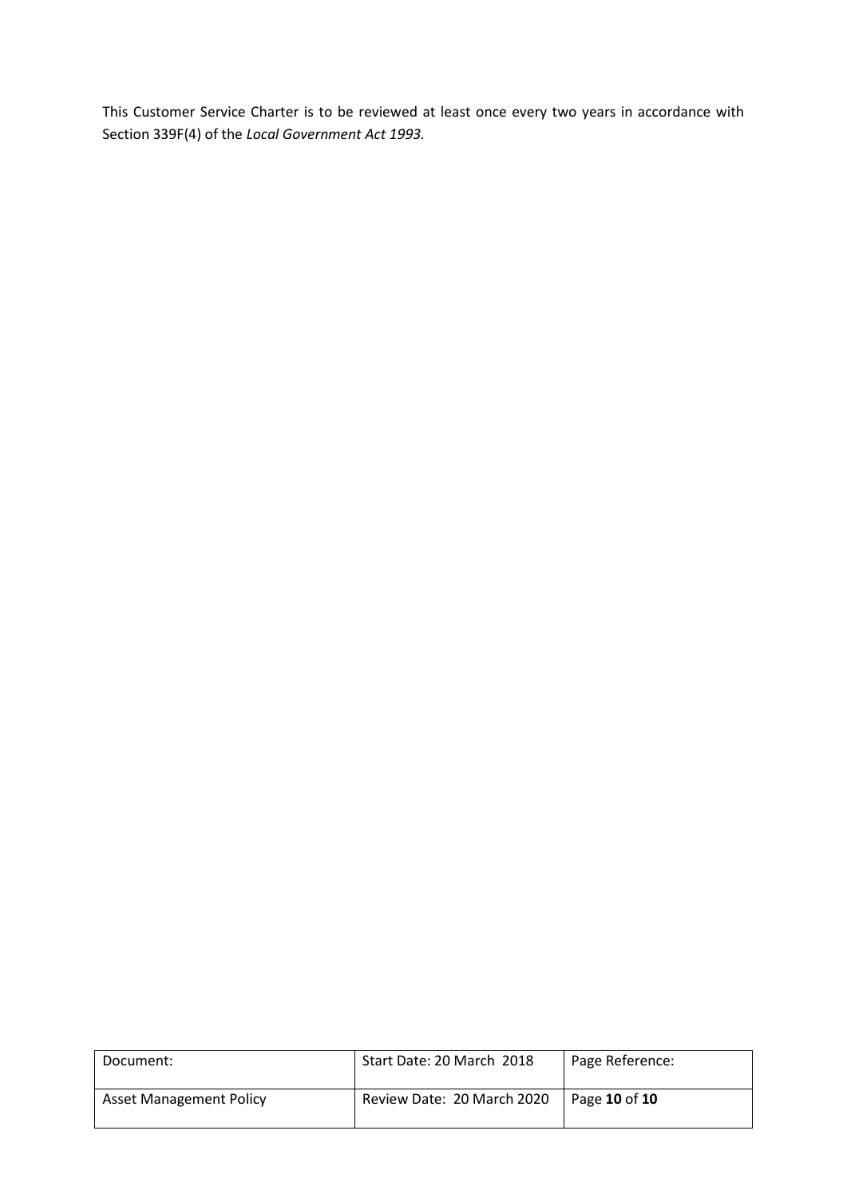This Customer Service Charter is to be reviewed at least once every two years in accordance with Section 339F(4) of the *Local Government Act 1993*.